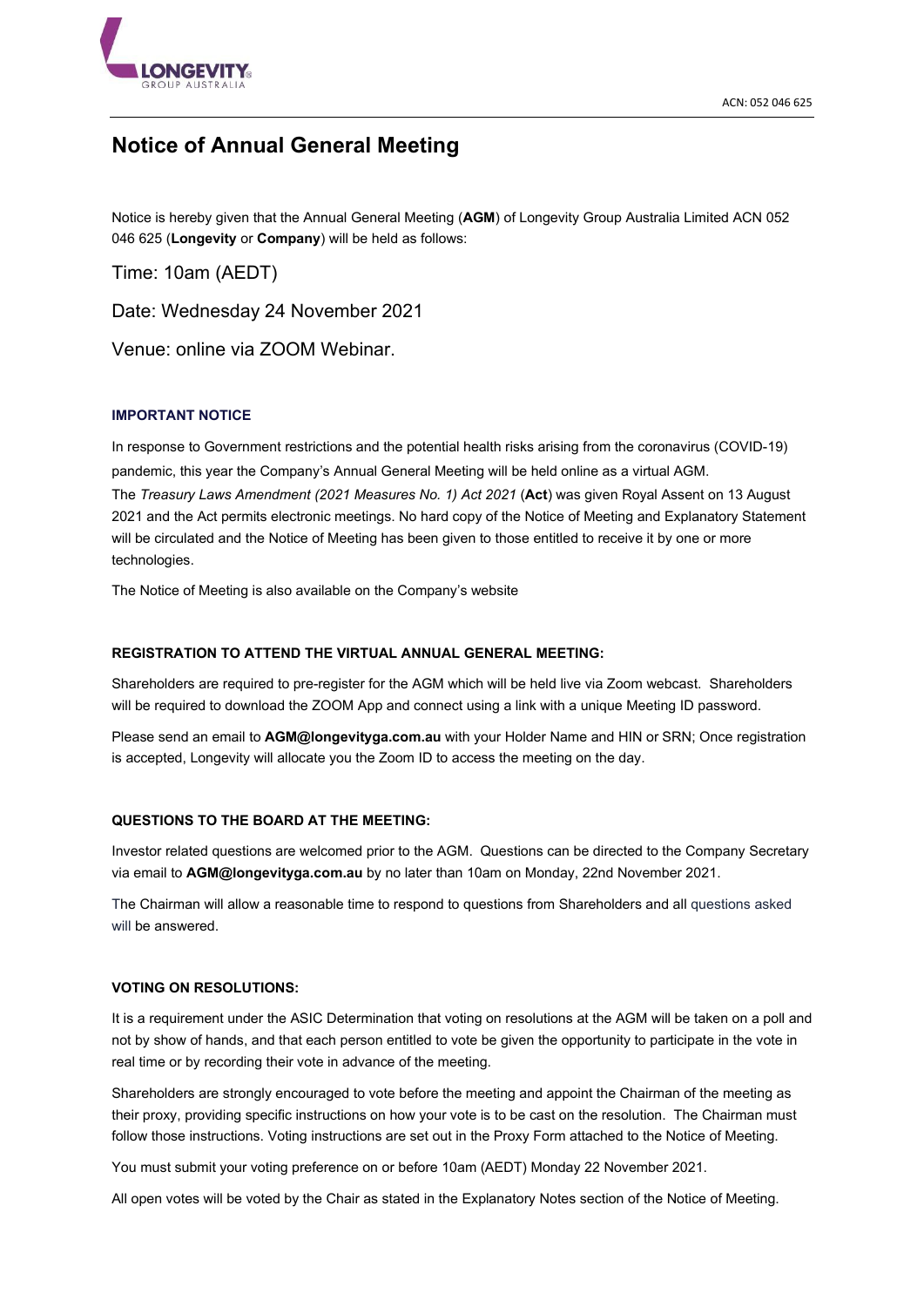ACN: 052 046 625

# Notice of Annual General Meeting

Notice is hereby given that the Annual General Meeting (**AGM**) of Longevity Group Australia Limited ACN 052 046 625 (**Longevity** or **Company**) will be held as follows:

Time: 10am (AEDT)

Date: Wednesday 24 November 2021

Venue: online via ZOOM Webinar.

## IMPORTANT NOTICE

In response to Government restrictions and the potential health risks arising from the coronavirus (COVID-19) pandemic, this year the Company's Annual General Meeting will be held online as a virtual AGM. The *Treasury Laws Amendment (2021 Measures No. 1) Act 2021* (**Act**) was given Royal Assent on 13 August 2021 and the Act permits electronic meetings. No hard copy of the Notice of Meeting and Explanatory Statement will be circulated and the Notice of Meeting has been given to those entitled to receive it by one or more technologies.

The Notice of Meeting is also available on the Company's website

## REGISTRATION TO ATTEND THE VIRTUAL ANNUAL GENERAL MEETING:

Shareholders are required to pre-register for the AGM which will be held live via Zoom webcast. Shareholders will be required to download the ZOOM App and connect using a link with a unique Meeting ID password.

Please send an email to **AGM@longevityga.com.au** with your Holder Name and HIN or SRN; Once registration is accepted, Longevity will allocate you the Zoom ID to access the meeting on the day.

## QUESTIONS TO THE BOARD AT THE MEETING:

Investor related questions are welcomed prior to the AGM. Questions can be directed to the Company Secretary via email to **AGM@longevityga.com.au** by no later than 10am on Monday, 22nd November 2021.

The Chairman will allow a reasonable time to respond to questions from Shareholders and all questions asked will be answered.

## VOTING ON RESOLUTIONS:

It is a requirement under the ASIC Determination that voting on resolutions at the AGM will be taken on a poll and not by show of hands, and that each person entitled to vote be given the opportunity to participate in the vote in real time or by recording their vote in advance of the meeting.

Shareholders are strongly encouraged to vote before the meeting and appoint the Chairman of the meeting as their proxy, providing specific instructions on how your vote is to be cast on the resolution. The Chairman must follow those instructions. Voting instructions are set out in the Proxy Form attached to the Notice of Meeting.

You must submit your voting preference on or before 10am (AEDT) Monday 22 November 2021.

All open votes will be voted by the Chair as stated in the Explanatory Notes section of the Notice of Meeting.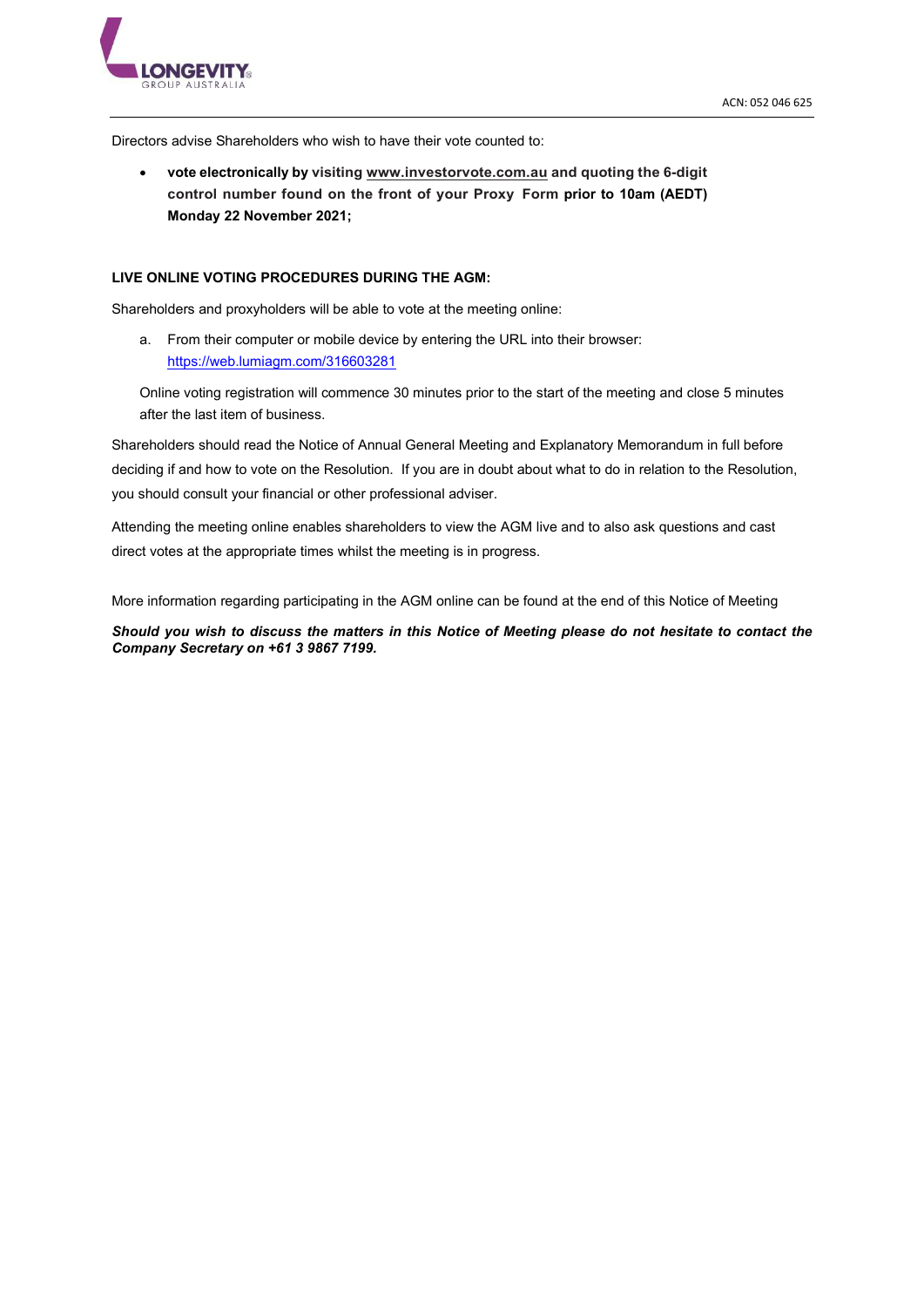Directors advise Shareholders who wish to have their vote counted to:

- **vote electronically by visiting www.investorvote.com.au and quoting the 6-digit control number found on the front of your Proxy Form prior to 10am (AEDT) Monday 22 November 2021;**

**LIVE ONLINE VOTING PROCEDURES DURING THE AGM:**

Shareholders and proxyholders will be able to vote at the meeting online:

a. From their computer or mobile device by entering the URL into their browser: https://web.lumiagm.com/316603281

Online voting registration will commence 30 minutes prior to the start of the meeting and close 5 minutes after the last item of business.

Shareholders should read the Notice of Annual General Meeting and Explanatory Memorandum in full before deciding if and how to vote on the Resolution. If you are in doubt about what to do in relation to the Resolution, you should consult your financial or other professional adviser.

Attending the meeting online enables shareholders to view the AGM live and to also ask questions and cast direct votes at the appropriate times whilst the meeting is in progress.

More information regarding participating in the AGM online can be found at the end of this Notice of Meeting

***Should you wish to discuss the matters in this Notice of Meeting please do not hesitate to contact the Company Secretary on +61 3 9867 7199.***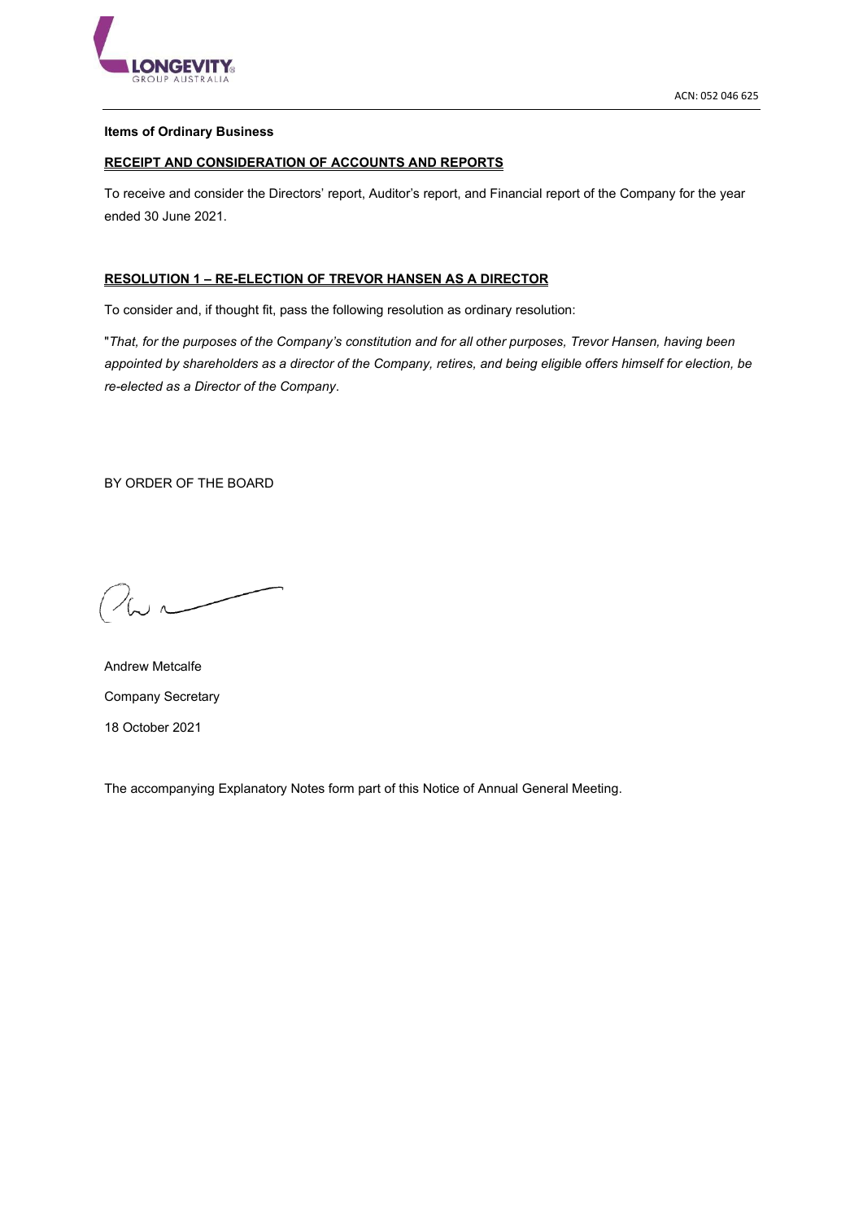**Items of Ordinary Business**

**RECEIPT AND CONSIDERATION OF ACCOUNTS AND REPORTS**

To receive and consider the Directors' report, Auditor's report, and Financial report of the Company for the year ended 30 June 2021.

**RESOLUTION 1 – RE-ELECTION OF TREVOR HANSEN AS A DIRECTOR**

To consider and, if thought fit, pass the following resolution as ordinary resolution:

"*That, for the purposes of the Company's constitution and for all other purposes, Trevor Hansen, having been appointed by shareholders as a director of the Company, retires, and being eligible offers himself for election, be re-elected as a Director of the Company*."

BY ORDER OF THE BOARD

Andrew Metcalfe

Company Secretary

18 October 2021

The accompanying Explanatory Notes form part of this Notice of Annual General Meeting.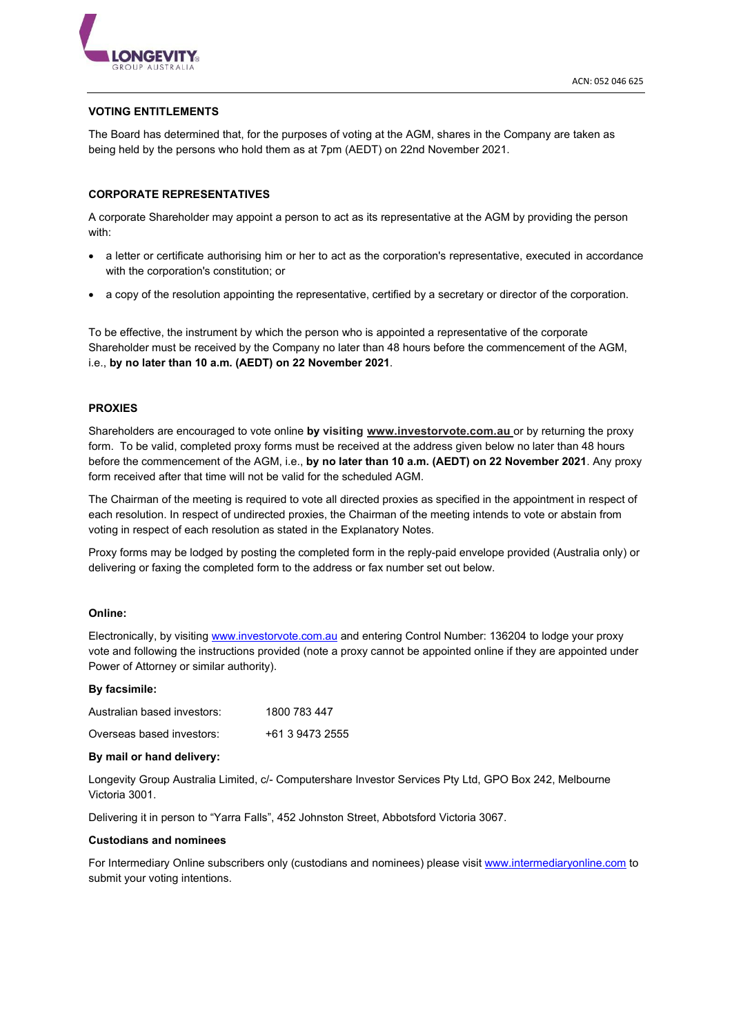## VOTING ENTITLEMENTS

The Board has determined that, for the purposes of voting at the AGM, shares in the Company are taken as being held by the persons who hold them as at 7pm (AEDT) on 22nd November 2021.

## CORPORATE REPRESENTATIVES

A corporate Shareholder may appoint a person to act as its representative at the AGM by providing the person with:

- a letter or certificate authorising him or her to act as the corporation's representative, executed in accordance with the corporation's constitution; or
- a copy of the resolution appointing the representative, certified by a secretary or director of the corporation.

To be effective, the instrument by which the person who is appointed a representative of the corporate Shareholder must be received by the Company no later than 48 hours before the commencement of the AGM, i.e., **by no later than 10 a.m. (AEDT) on 22 November 2021**.

## PROXIES

Shareholders are encouraged to vote online **by visiting www.investorvote.com.au** or by returning the proxy form. To be valid, completed proxy forms must be received at the address given below no later than 48 hours before the commencement of the AGM, i.e., **by no later than 10 a.m. (AEDT) on 22 November 2021**. Any proxy form received after that time will not be valid for the scheduled AGM.

The Chairman of the meeting is required to vote all directed proxies as specified in the appointment in respect of each resolution. In respect of undirected proxies, the Chairman of the meeting intends to vote or abstain from voting in respect of each resolution as stated in the Explanatory Notes.

Proxy forms may be lodged by posting the completed form in the reply-paid envelope provided (Australia only) or delivering or faxing the completed form to the address or fax number set out below.

**Online:**

Electronically, by visiting www.investorvote.com.au and entering Control Number: 136204 to lodge your proxy vote and following the instructions provided (note a proxy cannot be appointed online if they are appointed under Power of Attorney or similar authority).

**By facsimile:**

Australian based investors: 1800 783 447

Overseas based investors: +61 3 9473 2555

**By mail or hand delivery:**

Longevity Group Australia Limited, c/- Computershare Investor Services Pty Ltd, GPO Box 242, Melbourne Victoria 3001.

Delivering it in person to "Yarra Falls", 452 Johnston Street, Abbotsford Victoria 3067.

**Custodians and nominees**

For Intermediary Online subscribers only (custodians and nominees) please visit www.intermediaryonline.com to submit your voting intentions.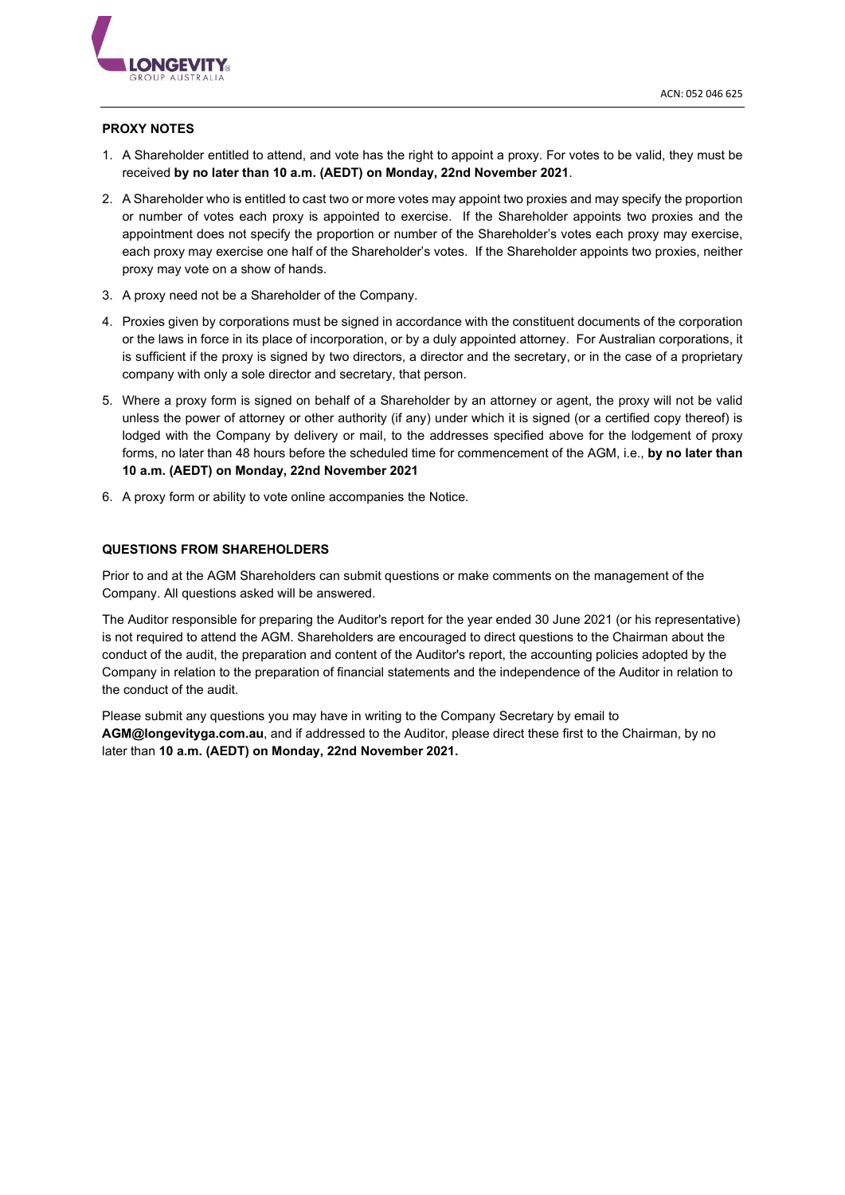## PROXY NOTES

1. A Shareholder entitled to attend, and vote has the right to appoint a proxy. For votes to be valid, they must be received **by no later than 10 a.m. (AEDT) on Monday, 22nd November 2021**.
2. A Shareholder who is entitled to cast two or more votes may appoint two proxies and may specify the proportion or number of votes each proxy is appointed to exercise. If the Shareholder appoints two proxies and the appointment does not specify the proportion or number of the Shareholder's votes each proxy may exercise, each proxy may exercise one half of the Shareholder's votes. If the Shareholder appoints two proxies, neither proxy may vote on a show of hands.
3. A proxy need not be a Shareholder of the Company.
4. Proxies given by corporations must be signed in accordance with the constituent documents of the corporation or the laws in force in its place of incorporation, or by a duly appointed attorney. For Australian corporations, it is sufficient if the proxy is signed by two directors, a director and the secretary, or in the case of a proprietary company with only a sole director and secretary, that person.
5. Where a proxy form is signed on behalf of a Shareholder by an attorney or agent, the proxy will not be valid unless the power of attorney or other authority (if any) under which it is signed (or a certified copy thereof) is lodged with the Company by delivery or mail, to the addresses specified above for the lodgement of proxy forms, no later than 48 hours before the scheduled time for commencement of the AGM, i.e., **by no later than 10 a.m. (AEDT) on Monday, 22nd November 2021**
6. A proxy form or ability to vote online accompanies the Notice.

## QUESTIONS FROM SHAREHOLDERS

Prior to and at the AGM Shareholders can submit questions or make comments on the management of the Company. All questions asked will be answered.

The Auditor responsible for preparing the Auditor's report for the year ended 30 June 2021 (or his representative) is not required to attend the AGM. Shareholders are encouraged to direct questions to the Chairman about the conduct of the audit, the preparation and content of the Auditor's report, the accounting policies adopted by the Company in relation to the preparation of financial statements and the independence of the Auditor in relation to the conduct of the audit.

Please submit any questions you may have in writing to the Company Secretary by email to **AGM@longevityga.com.au**, and if addressed to the Auditor, please direct these first to the Chairman, by no later than **10 a.m. (AEDT) on Monday, 22nd November 2021.**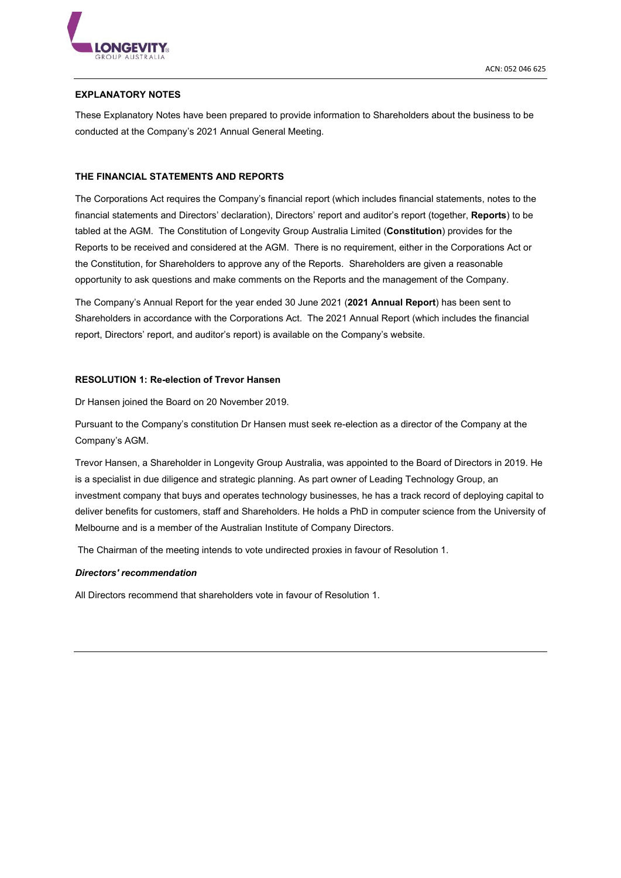## EXPLANATORY NOTES

These Explanatory Notes have been prepared to provide information to Shareholders about the business to be conducted at the Company's 2021 Annual General Meeting.

### THE FINANCIAL STATEMENTS AND REPORTS

The Corporations Act requires the Company's financial report (which includes financial statements, notes to the financial statements and Directors' declaration), Directors' report and auditor's report (together, **Reports**) to be tabled at the AGM. The Constitution of Longevity Group Australia Limited (**Constitution**) provides for the Reports to be received and considered at the AGM. There is no requirement, either in the Corporations Act or the Constitution, for Shareholders to approve any of the Reports. Shareholders are given a reasonable opportunity to ask questions and make comments on the Reports and the management of the Company.

The Company's Annual Report for the year ended 30 June 2021 (**2021 Annual Report**) has been sent to Shareholders in accordance with the Corporations Act. The 2021 Annual Report (which includes the financial report, Directors' report, and auditor's report) is available on the Company's website.

### RESOLUTION 1: Re-election of Trevor Hansen

Dr Hansen joined the Board on 20 November 2019.

Pursuant to the Company's constitution Dr Hansen must seek re-election as a director of the Company at the Company's AGM.

Trevor Hansen, a Shareholder in Longevity Group Australia, was appointed to the Board of Directors in 2019. He is a specialist in due diligence and strategic planning. As part owner of Leading Technology Group, an investment company that buys and operates technology businesses, he has a track record of deploying capital to deliver benefits for customers, staff and Shareholders. He holds a PhD in computer science from the University of Melbourne and is a member of the Australian Institute of Company Directors.

The Chairman of the meeting intends to vote undirected proxies in favour of Resolution 1.

***Directors' recommendation***

All Directors recommend that shareholders vote in favour of Resolution 1.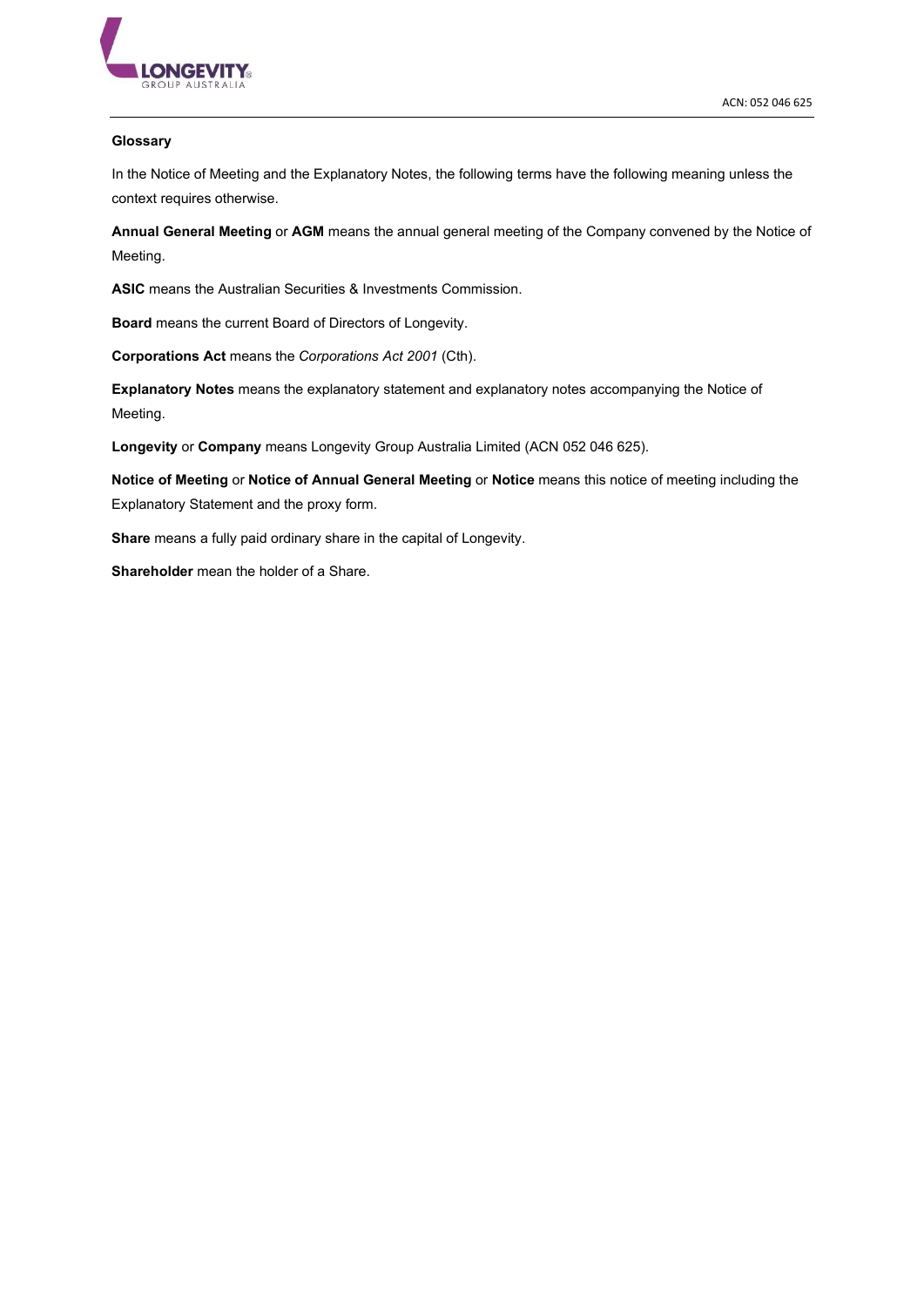## Glossary

In the Notice of Meeting and the Explanatory Notes, the following terms have the following meaning unless the context requires otherwise.

**Annual General Meeting** or **AGM** means the annual general meeting of the Company convened by the Notice of Meeting.

**ASIC** means the Australian Securities & Investments Commission.

**Board** means the current Board of Directors of Longevity.

**Corporations Act** means the *Corporations Act 2001* (Cth).

**Explanatory Notes** means the explanatory statement and explanatory notes accompanying the Notice of Meeting.

**Longevity** or **Company** means Longevity Group Australia Limited (ACN 052 046 625).

**Notice of Meeting** or **Notice of Annual General Meeting** or **Notice** means this notice of meeting including the Explanatory Statement and the proxy form.

**Share** means a fully paid ordinary share in the capital of Longevity.

**Shareholder** mean the holder of a Share.